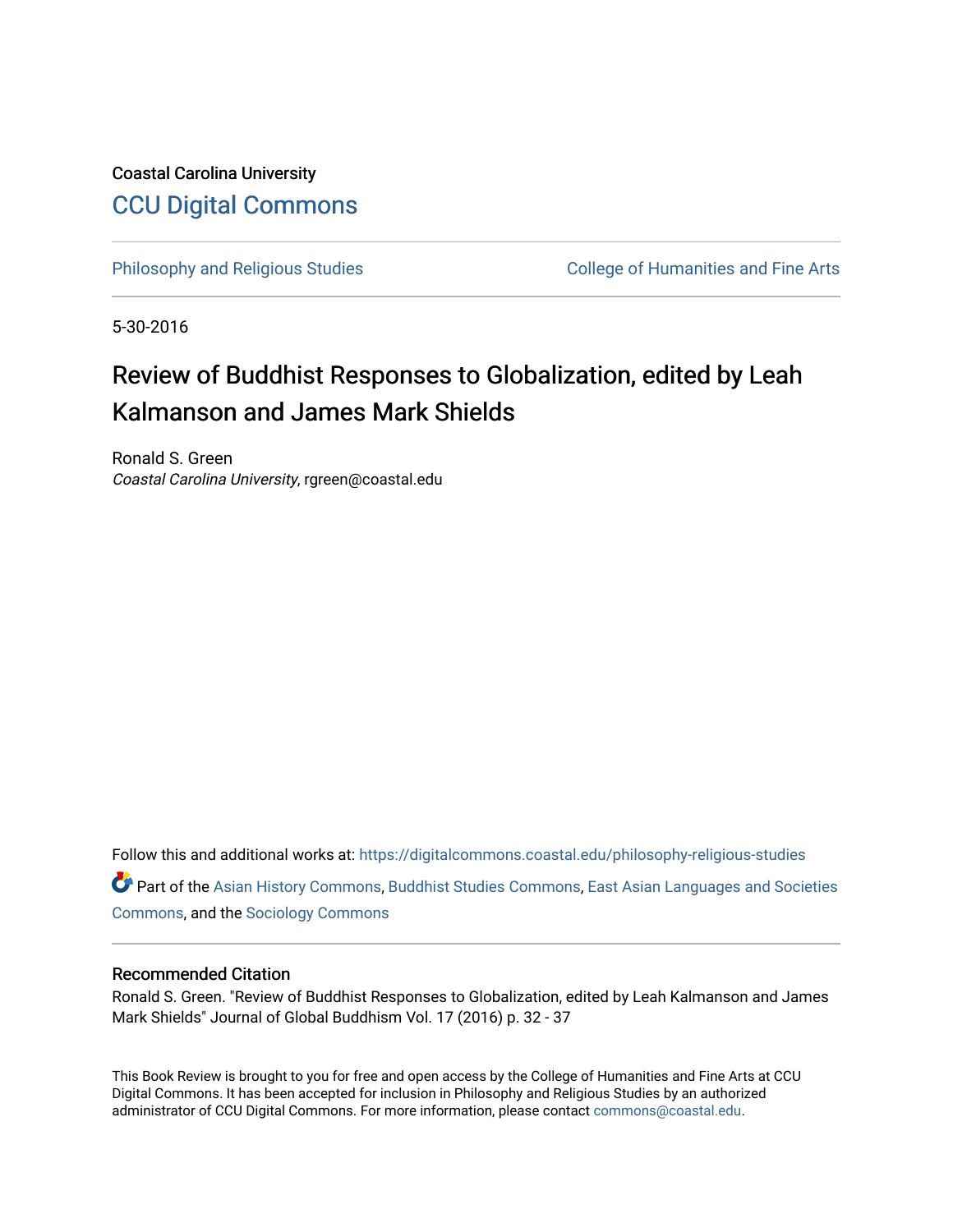Coastal Carolina University

CCU Digital Commons

Philosophy and Religious Studies | College of Humanities and Fine Arts

5-30-2016

# Review of Buddhist Responses to Globalization, edited by Leah Kalmanson and James Mark Shields

Ronald S. Green
*Coastal Carolina University*, rgreen@coastal.edu

Follow this and additional works at: https://digitalcommons.coastal.edu/philosophy-religious-studies

Part of the Asian History Commons, Buddhist Studies Commons, East Asian Languages and Societies Commons, and the Sociology Commons

## Recommended Citation

Ronald S. Green. "Review of Buddhist Responses to Globalization, edited by Leah Kalmanson and James Mark Shields" Journal of Global Buddhism Vol. 17 (2016) p. 32 - 37

This Book Review is brought to you for free and open access by the College of Humanities and Fine Arts at CCU Digital Commons. It has been accepted for inclusion in Philosophy and Religious Studies by an authorized administrator of CCU Digital Commons. For more information, please contact commons@coastal.edu.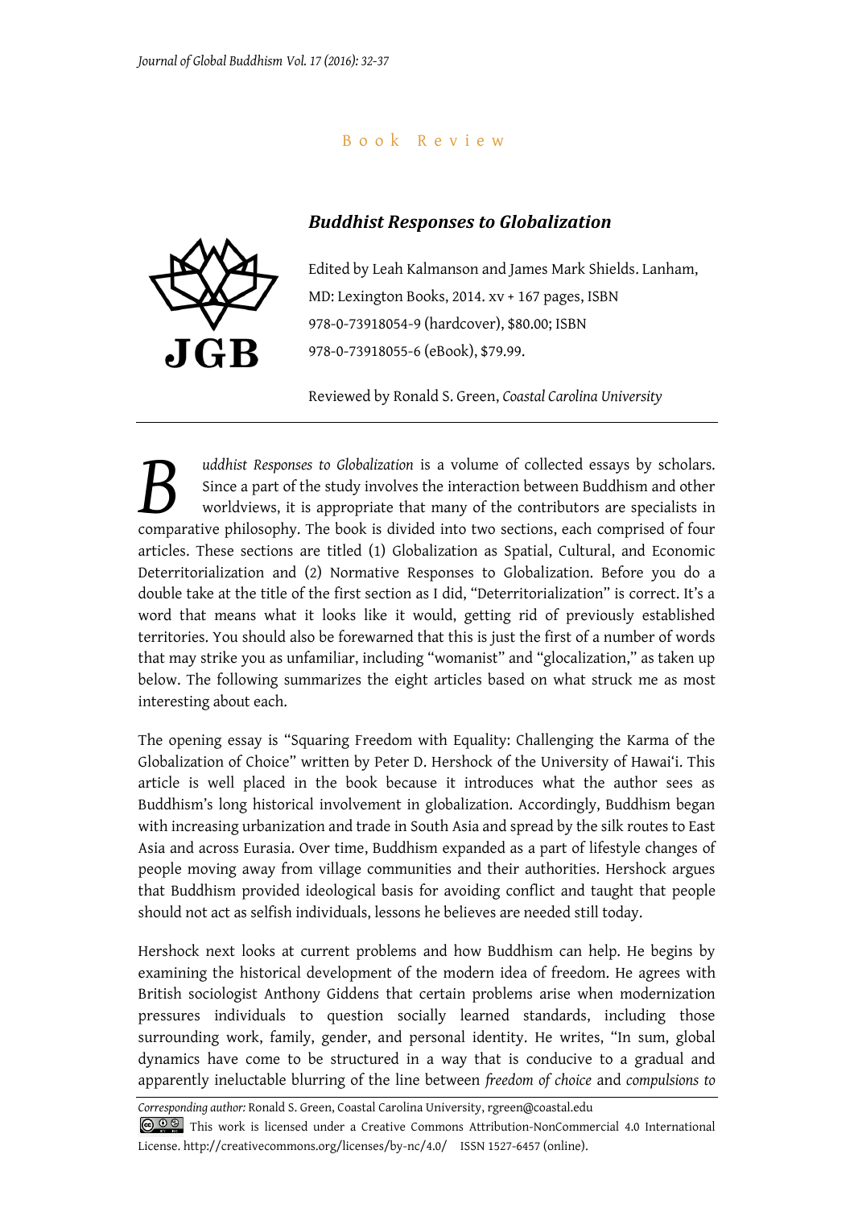Book Review

### *Buddhist Responses to Globalization*

Edited by Leah Kalmanson and James Mark Shields. Lanham, MD: Lexington Books, 2014. xv + 167 pages, ISBN 978-0-73918054-9 (hardcover), $80.00; ISBN 978-0-73918055-6 (eBook), $79.99.

Reviewed by Ronald S. Green, *Coastal Carolina University*

---

*Buddhist Responses to Globalization* is a volume of collected essays by scholars. Since a part of the study involves the interaction between Buddhism and other worldviews, it is appropriate that many of the contributors are specialists in comparative philosophy. The book is divided into two sections, each comprised of four articles. These sections are titled (1) Globalization as Spatial, Cultural, and Economic Deterritorialization and (2) Normative Responses to Globalization. Before you do a double take at the title of the first section as I did, "Deterritorialization" is correct. It's a word that means what it looks like it would, getting rid of previously established territories. You should also be forewarned that this is just the first of a number of words that may strike you as unfamiliar, including "womanist" and "glocalization," as taken up below. The following summarizes the eight articles based on what struck me as most interesting about each.

The opening essay is "Squaring Freedom with Equality: Challenging the Karma of the Globalization of Choice" written by Peter D. Hershock of the University of Hawai'i. This article is well placed in the book because it introduces what the author sees as Buddhism's long historical involvement in globalization. Accordingly, Buddhism began with increasing urbanization and trade in South Asia and spread by the silk routes to East Asia and across Eurasia. Over time, Buddhism expanded as a part of lifestyle changes of people moving away from village communities and their authorities. Hershock argues that Buddhism provided ideological basis for avoiding conflict and taught that people should not act as selfish individuals, lessons he believes are needed still today.

Hershock next looks at current problems and how Buddhism can help. He begins by examining the historical development of the modern idea of freedom. He agrees with British sociologist Anthony Giddens that certain problems arise when modernization pressures individuals to question socially learned standards, including those surrounding work, family, gender, and personal identity. He writes, "In sum, global dynamics have come to be structured in a way that is conducive to a gradual and apparently ineluctable blurring of the line between *freedom of choice* and *compulsions to*

---

*Corresponding author:* Ronald S. Green, Coastal Carolina University, rgreen@coastal.edu

This work is licensed under a Creative Commons Attribution-NonCommercial 4.0 International License. http://creativecommons.org/licenses/by-nc/4.0/ ISSN 1527-6457 (online).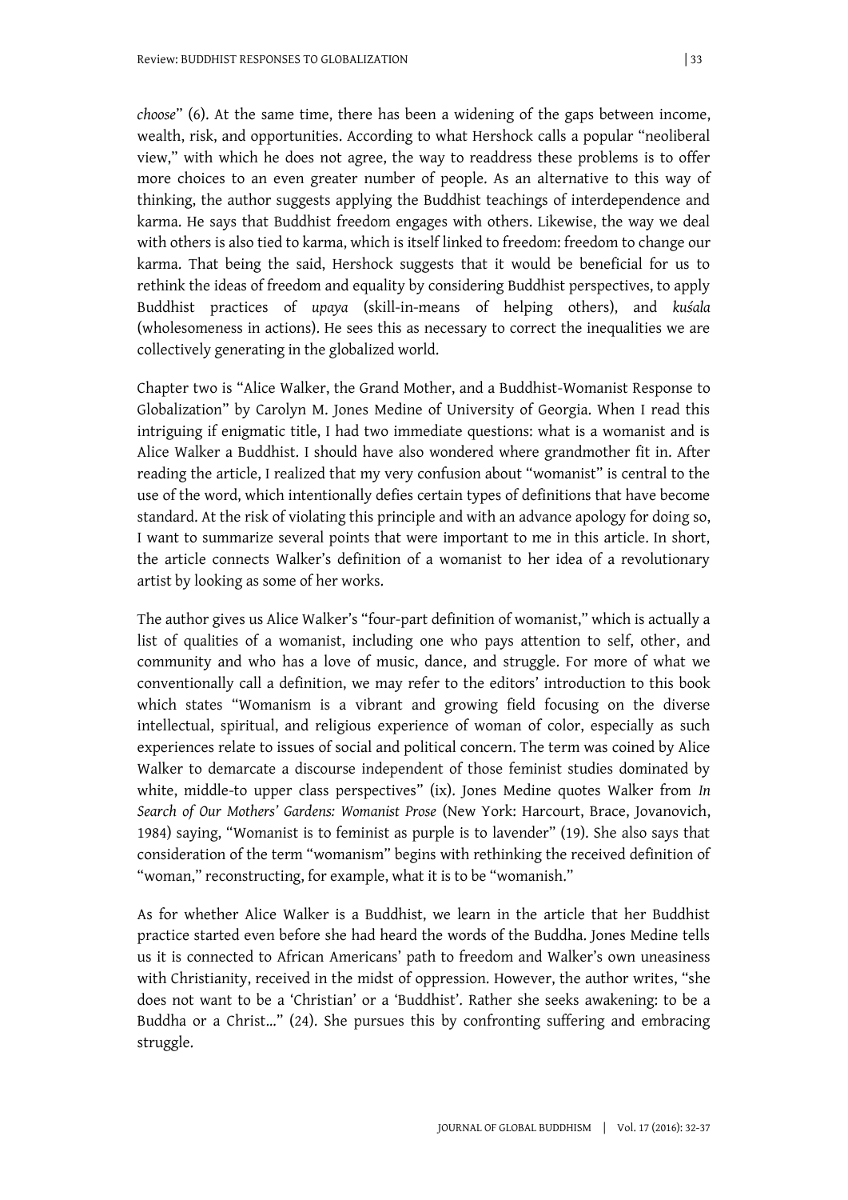*choose*" (6). At the same time, there has been a widening of the gaps between income, wealth, risk, and opportunities. According to what Hershock calls a popular "neoliberal view," with which he does not agree, the way to readdress these problems is to offer more choices to an even greater number of people. As an alternative to this way of thinking, the author suggests applying the Buddhist teachings of interdependence and karma. He says that Buddhist freedom engages with others. Likewise, the way we deal with others is also tied to karma, which is itself linked to freedom: freedom to change our karma. That being the said, Hershock suggests that it would be beneficial for us to rethink the ideas of freedom and equality by considering Buddhist perspectives, to apply Buddhist practices of *upaya* (skill-in-means of helping others), and *kuśala* (wholesomeness in actions). He sees this as necessary to correct the inequalities we are collectively generating in the globalized world.

Chapter two is "Alice Walker, the Grand Mother, and a Buddhist-Womanist Response to Globalization" by Carolyn M. Jones Medine of University of Georgia. When I read this intriguing if enigmatic title, I had two immediate questions: what is a womanist and is Alice Walker a Buddhist. I should have also wondered where grandmother fit in. After reading the article, I realized that my very confusion about "womanist" is central to the use of the word, which intentionally defies certain types of definitions that have become standard. At the risk of violating this principle and with an advance apology for doing so, I want to summarize several points that were important to me in this article. In short, the article connects Walker's definition of a womanist to her idea of a revolutionary artist by looking as some of her works.

The author gives us Alice Walker's "four-part definition of womanist," which is actually a list of qualities of a womanist, including one who pays attention to self, other, and community and who has a love of music, dance, and struggle. For more of what we conventionally call a definition, we may refer to the editors' introduction to this book which states "Womanism is a vibrant and growing field focusing on the diverse intellectual, spiritual, and religious experience of woman of color, especially as such experiences relate to issues of social and political concern. The term was coined by Alice Walker to demarcate a discourse independent of those feminist studies dominated by white, middle-to upper class perspectives" (ix). Jones Medine quotes Walker from *In Search of Our Mothers' Gardens: Womanist Prose* (New York: Harcourt, Brace, Jovanovich, 1984) saying, "Womanist is to feminist as purple is to lavender" (19). She also says that consideration of the term "womanism" begins with rethinking the received definition of "woman," reconstructing, for example, what it is to be "womanish."

As for whether Alice Walker is a Buddhist, we learn in the article that her Buddhist practice started even before she had heard the words of the Buddha. Jones Medine tells us it is connected to African Americans' path to freedom and Walker's own uneasiness with Christianity, received in the midst of oppression. However, the author writes, "she does not want to be a 'Christian' or a 'Buddhist'. Rather she seeks awakening: to be a Buddha or a Christ..." (24). She pursues this by confronting suffering and embracing struggle.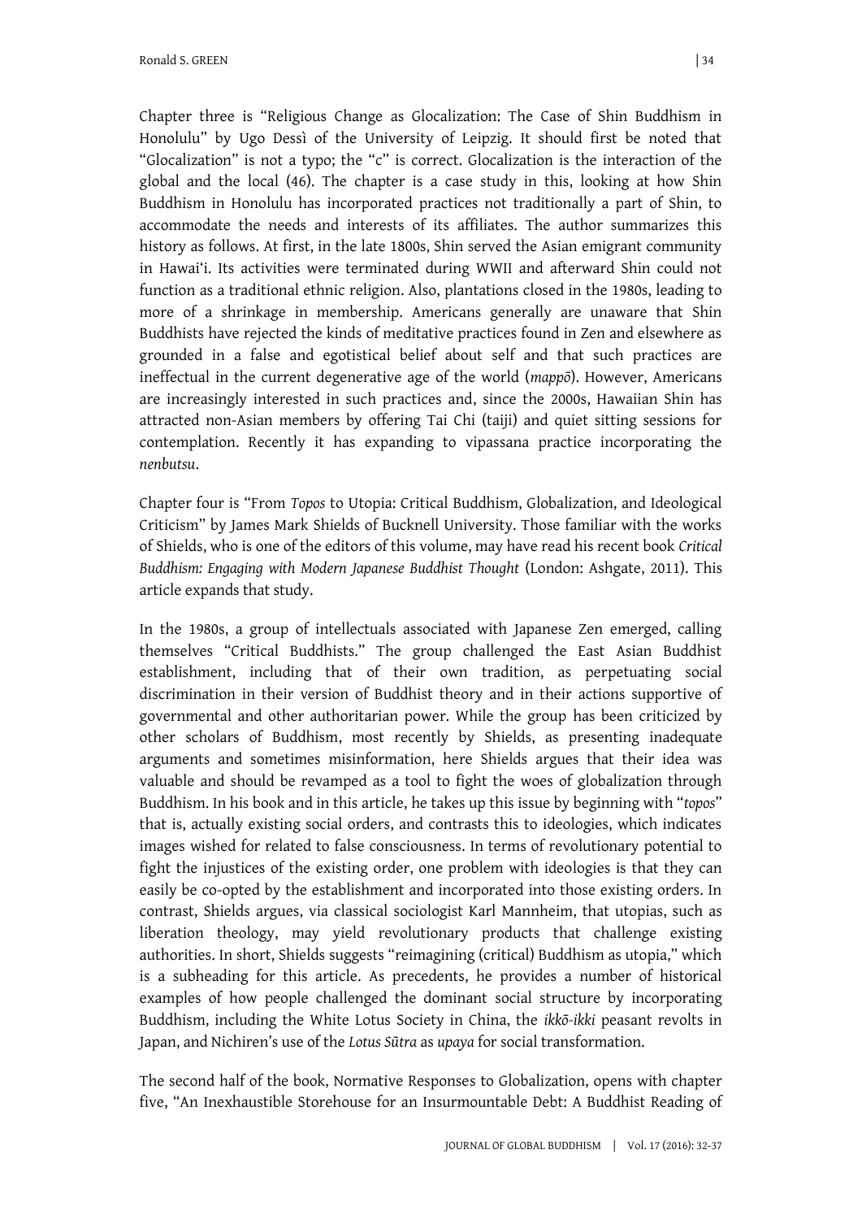Chapter three is "Religious Change as Glocalization: The Case of Shin Buddhism in Honolulu" by Ugo Dessì of the University of Leipzig. It should first be noted that "Glocalization" is not a typo; the "c" is correct. Glocalization is the interaction of the global and the local (46). The chapter is a case study in this, looking at how Shin Buddhism in Honolulu has incorporated practices not traditionally a part of Shin, to accommodate the needs and interests of its affiliates. The author summarizes this history as follows. At first, in the late 1800s, Shin served the Asian emigrant community in Hawai'i. Its activities were terminated during WWII and afterward Shin could not function as a traditional ethnic religion. Also, plantations closed in the 1980s, leading to more of a shrinkage in membership. Americans generally are unaware that Shin Buddhists have rejected the kinds of meditative practices found in Zen and elsewhere as grounded in a false and egotistical belief about self and that such practices are ineffectual in the current degenerative age of the world (*mappō*). However, Americans are increasingly interested in such practices and, since the 2000s, Hawaiian Shin has attracted non-Asian members by offering Tai Chi (taiji) and quiet sitting sessions for contemplation. Recently it has expanding to vipassana practice incorporating the *nenbutsu*.

Chapter four is "From *Topos* to Utopia: Critical Buddhism, Globalization, and Ideological Criticism" by James Mark Shields of Bucknell University. Those familiar with the works of Shields, who is one of the editors of this volume, may have read his recent book *Critical Buddhism: Engaging with Modern Japanese Buddhist Thought* (London: Ashgate, 2011). This article expands that study.

In the 1980s, a group of intellectuals associated with Japanese Zen emerged, calling themselves "Critical Buddhists." The group challenged the East Asian Buddhist establishment, including that of their own tradition, as perpetuating social discrimination in their version of Buddhist theory and in their actions supportive of governmental and other authoritarian power. While the group has been criticized by other scholars of Buddhism, most recently by Shields, as presenting inadequate arguments and sometimes misinformation, here Shields argues that their idea was valuable and should be revamped as a tool to fight the woes of globalization through Buddhism. In his book and in this article, he takes up this issue by beginning with "*topos*" that is, actually existing social orders, and contrasts this to ideologies, which indicates images wished for related to false consciousness. In terms of revolutionary potential to fight the injustices of the existing order, one problem with ideologies is that they can easily be co-opted by the establishment and incorporated into those existing orders. In contrast, Shields argues, via classical sociologist Karl Mannheim, that utopias, such as liberation theology, may yield revolutionary products that challenge existing authorities. In short, Shields suggests "reimagining (critical) Buddhism as utopia," which is a subheading for this article. As precedents, he provides a number of historical examples of how people challenged the dominant social structure by incorporating Buddhism, including the White Lotus Society in China, the *ikkō-ikki* peasant revolts in Japan, and Nichiren's use of the *Lotus Sūtra* as *upaya* for social transformation.

The second half of the book, Normative Responses to Globalization, opens with chapter five, "An Inexhaustible Storehouse for an Insurmountable Debt: A Buddhist Reading of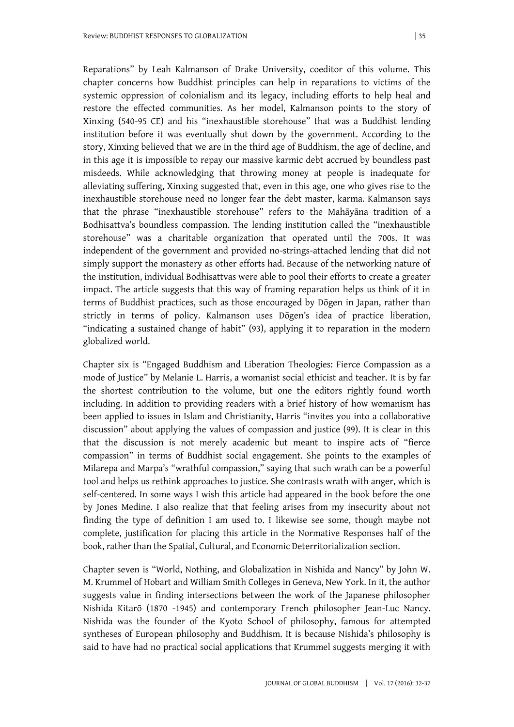Reparations" by Leah Kalmanson of Drake University, coeditor of this volume. This chapter concerns how Buddhist principles can help in reparations to victims of the systemic oppression of colonialism and its legacy, including efforts to help heal and restore the effected communities. As her model, Kalmanson points to the story of Xinxing (540-95 CE) and his "inexhaustible storehouse" that was a Buddhist lending institution before it was eventually shut down by the government. According to the story, Xinxing believed that we are in the third age of Buddhism, the age of decline, and in this age it is impossible to repay our massive karmic debt accrued by boundless past misdeeds. While acknowledging that throwing money at people is inadequate for alleviating suffering, Xinxing suggested that, even in this age, one who gives rise to the inexhaustible storehouse need no longer fear the debt master, karma. Kalmanson says that the phrase "inexhaustible storehouse" refers to the Mahāyāna tradition of a Bodhisattva's boundless compassion. The lending institution called the "inexhaustible storehouse" was a charitable organization that operated until the 700s. It was independent of the government and provided no-strings-attached lending that did not simply support the monastery as other efforts had. Because of the networking nature of the institution, individual Bodhisattvas were able to pool their efforts to create a greater impact. The article suggests that this way of framing reparation helps us think of it in terms of Buddhist practices, such as those encouraged by Dōgen in Japan, rather than strictly in terms of policy. Kalmanson uses Dōgen's idea of practice liberation, "indicating a sustained change of habit" (93), applying it to reparation in the modern globalized world.

Chapter six is "Engaged Buddhism and Liberation Theologies: Fierce Compassion as a mode of Justice" by Melanie L. Harris, a womanist social ethicist and teacher. It is by far the shortest contribution to the volume, but one the editors rightly found worth including. In addition to providing readers with a brief history of how womanism has been applied to issues in Islam and Christianity, Harris "invites you into a collaborative discussion" about applying the values of compassion and justice (99). It is clear in this that the discussion is not merely academic but meant to inspire acts of "fierce compassion" in terms of Buddhist social engagement. She points to the examples of Milarepa and Marpa's "wrathful compassion," saying that such wrath can be a powerful tool and helps us rethink approaches to justice. She contrasts wrath with anger, which is self-centered. In some ways I wish this article had appeared in the book before the one by Jones Medine. I also realize that that feeling arises from my insecurity about not finding the type of definition I am used to. I likewise see some, though maybe not complete, justification for placing this article in the Normative Responses half of the book, rather than the Spatial, Cultural, and Economic Deterritorialization section.

Chapter seven is "World, Nothing, and Globalization in Nishida and Nancy" by John W. M. Krummel of Hobart and William Smith Colleges in Geneva, New York. In it, the author suggests value in finding intersections between the work of the Japanese philosopher Nishida Kitarō (1870 -1945) and contemporary French philosopher Jean-Luc Nancy. Nishida was the founder of the Kyoto School of philosophy, famous for attempted syntheses of European philosophy and Buddhism. It is because Nishida's philosophy is said to have had no practical social applications that Krummel suggests merging it with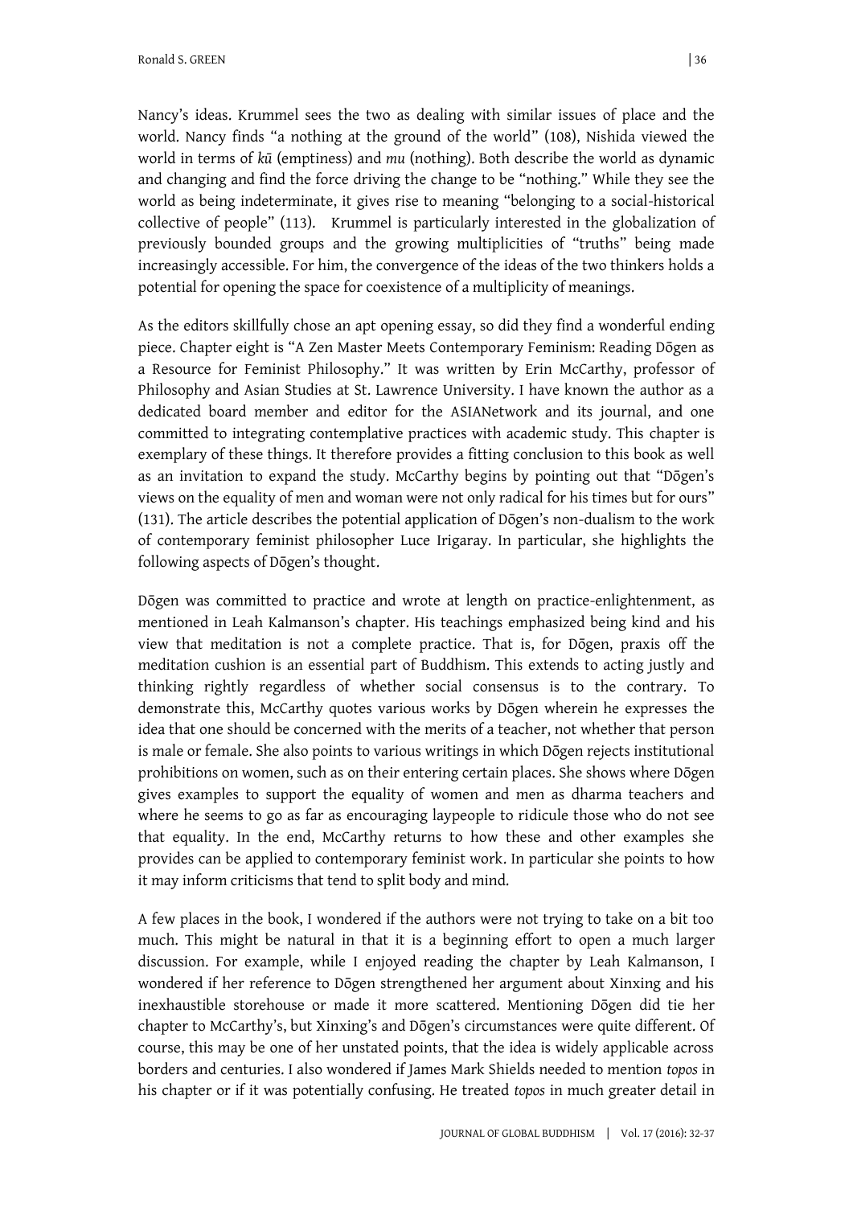Nancy's ideas. Krummel sees the two as dealing with similar issues of place and the world. Nancy finds "a nothing at the ground of the world" (108), Nishida viewed the world in terms of *kū* (emptiness) and *mu* (nothing). Both describe the world as dynamic and changing and find the force driving the change to be "nothing." While they see the world as being indeterminate, it gives rise to meaning "belonging to a social-historical collective of people" (113). Krummel is particularly interested in the globalization of previously bounded groups and the growing multiplicities of "truths" being made increasingly accessible. For him, the convergence of the ideas of the two thinkers holds a potential for opening the space for coexistence of a multiplicity of meanings.

As the editors skillfully chose an apt opening essay, so did they find a wonderful ending piece. Chapter eight is "A Zen Master Meets Contemporary Feminism: Reading Dōgen as a Resource for Feminist Philosophy." It was written by Erin McCarthy, professor of Philosophy and Asian Studies at St. Lawrence University. I have known the author as a dedicated board member and editor for the ASIANetwork and its journal, and one committed to integrating contemplative practices with academic study. This chapter is exemplary of these things. It therefore provides a fitting conclusion to this book as well as an invitation to expand the study. McCarthy begins by pointing out that "Dōgen's views on the equality of men and woman were not only radical for his times but for ours" (131). The article describes the potential application of Dōgen's non-dualism to the work of contemporary feminist philosopher Luce Irigaray. In particular, she highlights the following aspects of Dōgen's thought.

Dōgen was committed to practice and wrote at length on practice-enlightenment, as mentioned in Leah Kalmanson's chapter. His teachings emphasized being kind and his view that meditation is not a complete practice. That is, for Dōgen, praxis off the meditation cushion is an essential part of Buddhism. This extends to acting justly and thinking rightly regardless of whether social consensus is to the contrary. To demonstrate this, McCarthy quotes various works by Dōgen wherein he expresses the idea that one should be concerned with the merits of a teacher, not whether that person is male or female. She also points to various writings in which Dōgen rejects institutional prohibitions on women, such as on their entering certain places. She shows where Dōgen gives examples to support the equality of women and men as dharma teachers and where he seems to go as far as encouraging laypeople to ridicule those who do not see that equality. In the end, McCarthy returns to how these and other examples she provides can be applied to contemporary feminist work. In particular she points to how it may inform criticisms that tend to split body and mind.

A few places in the book, I wondered if the authors were not trying to take on a bit too much. This might be natural in that it is a beginning effort to open a much larger discussion. For example, while I enjoyed reading the chapter by Leah Kalmanson, I wondered if her reference to Dōgen strengthened her argument about Xinxing and his inexhaustible storehouse or made it more scattered. Mentioning Dōgen did tie her chapter to McCarthy's, but Xinxing's and Dōgen's circumstances were quite different. Of course, this may be one of her unstated points, that the idea is widely applicable across borders and centuries. I also wondered if James Mark Shields needed to mention *topos* in his chapter or if it was potentially confusing. He treated *topos* in much greater detail in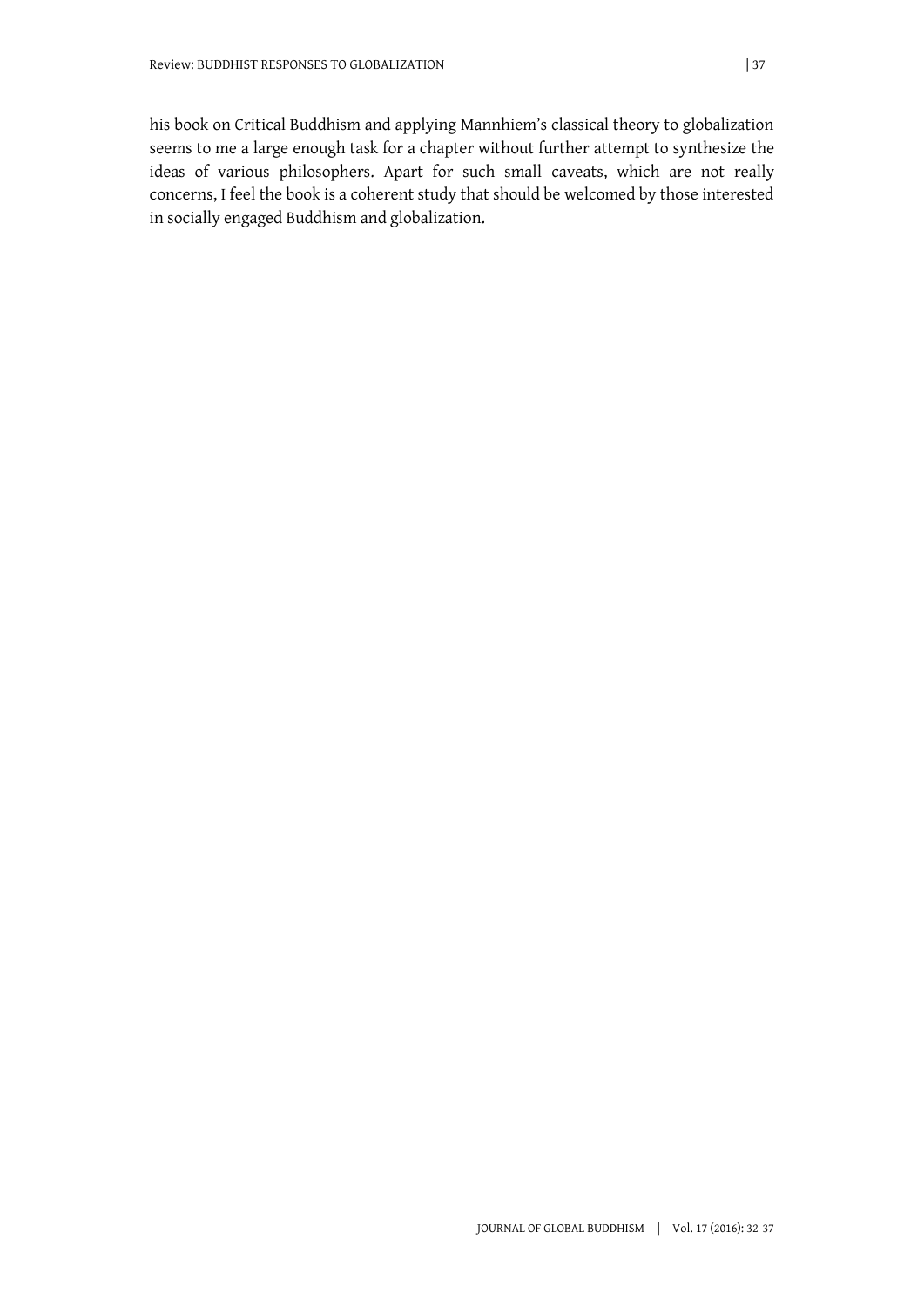his book on Critical Buddhism and applying Mannhiem's classical theory to globalization seems to me a large enough task for a chapter without further attempt to synthesize the ideas of various philosophers. Apart for such small caveats, which are not really concerns, I feel the book is a coherent study that should be welcomed by those interested in socially engaged Buddhism and globalization.